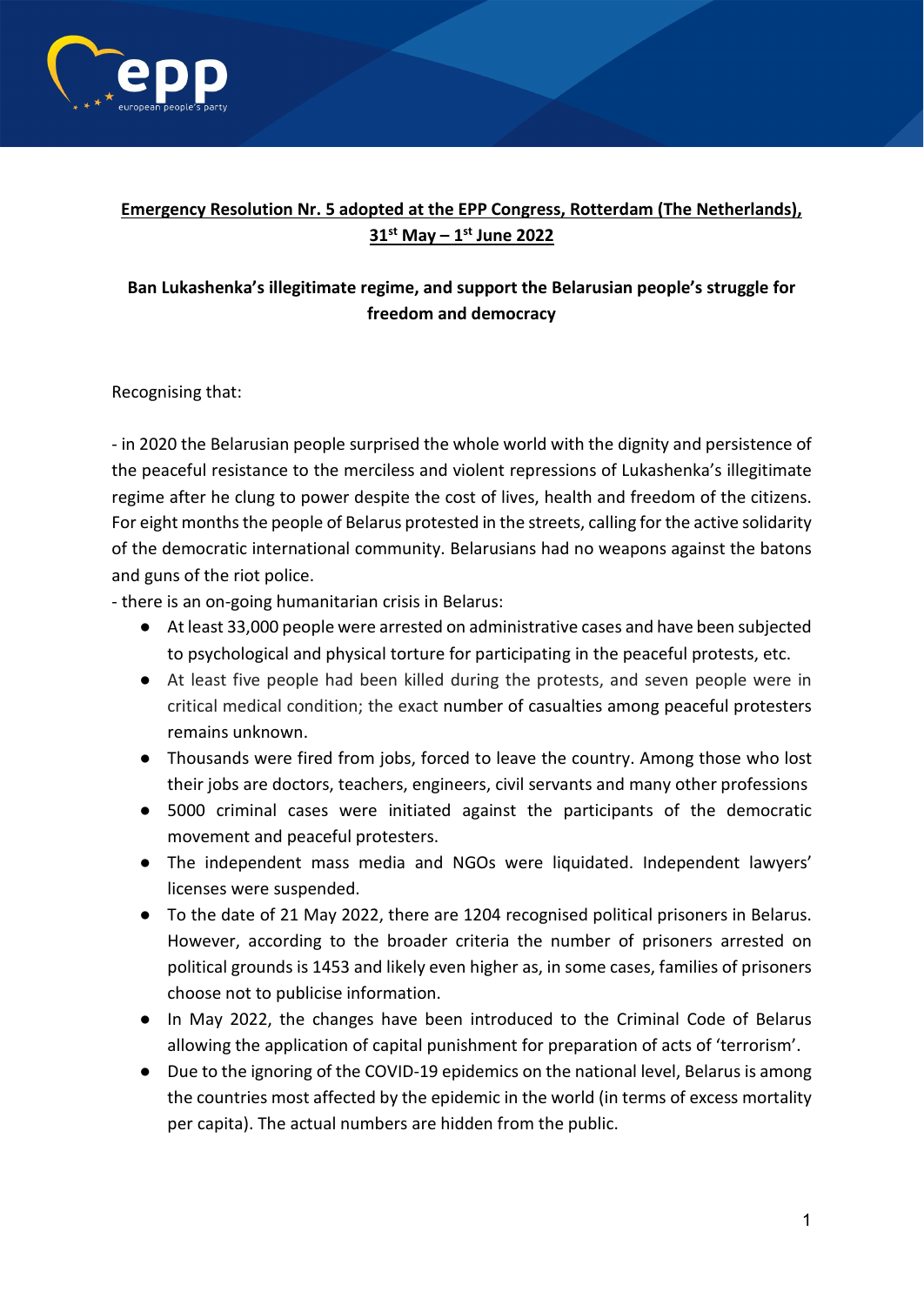**Emergency Resolution Nr. 5 adopted at the EPP Congress, Rotterdam (The Netherlands), 31st May – 1st June 2022**

**Ban Lukashenka's illegitimate regime, and support the Belarusian people's struggle for freedom and democracy**

Recognising that:

- in 2020 the Belarusian people surprised the whole world with the dignity and persistence of the peaceful resistance to the merciless and violent repressions of Lukashenka's illegitimate regime after he clung to power despite the cost of lives, health and freedom of the citizens. For eight months the people of Belarus protested in the streets, calling for the active solidarity of the democratic international community. Belarusians had no weapons against the batons and guns of the riot police.
- there is an on-going humanitarian crisis in Belarus:
  - At least 33,000 people were arrested on administrative cases and have been subjected to psychological and physical torture for participating in the peaceful protests, etc.
  - At least five people had been killed during the protests, and seven people were in critical medical condition; the exact number of casualties among peaceful protesters remains unknown.
  - Thousands were fired from jobs, forced to leave the country. Among those who lost their jobs are doctors, teachers, engineers, civil servants and many other professions
  - 5000 criminal cases were initiated against the participants of the democratic movement and peaceful protesters.
  - The independent mass media and NGOs were liquidated. Independent lawyers' licenses were suspended.
  - To the date of 21 May 2022, there are 1204 recognised political prisoners in Belarus. However, according to the broader criteria the number of prisoners arrested on political grounds is 1453 and likely even higher as, in some cases, families of prisoners choose not to publicise information.
  - In May 2022, the changes have been introduced to the Criminal Code of Belarus allowing the application of capital punishment for preparation of acts of 'terrorism'.
  - Due to the ignoring of the COVID-19 epidemics on the national level, Belarus is among the countries most affected by the epidemic in the world (in terms of excess mortality per capita). The actual numbers are hidden from the public.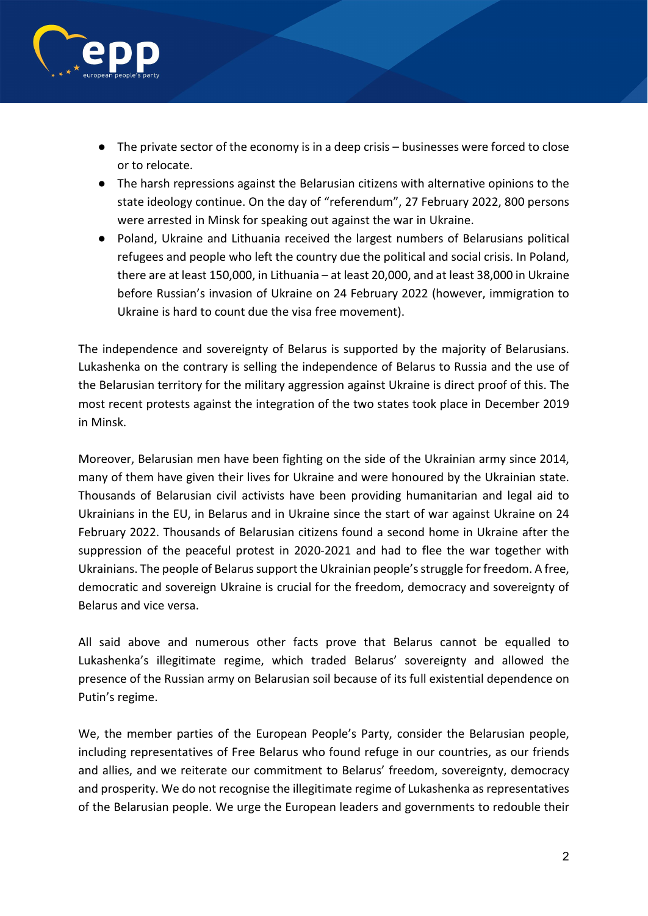- The private sector of the economy is in a deep crisis – businesses were forced to close or to relocate.
- The harsh repressions against the Belarusian citizens with alternative opinions to the state ideology continue. On the day of "referendum", 27 February 2022, 800 persons were arrested in Minsk for speaking out against the war in Ukraine.
- Poland, Ukraine and Lithuania received the largest numbers of Belarusians political refugees and people who left the country due the political and social crisis. In Poland, there are at least 150,000, in Lithuania – at least 20,000, and at least 38,000 in Ukraine before Russian's invasion of Ukraine on 24 February 2022 (however, immigration to Ukraine is hard to count due the visa free movement).

The independence and sovereignty of Belarus is supported by the majority of Belarusians. Lukashenka on the contrary is selling the independence of Belarus to Russia and the use of the Belarusian territory for the military aggression against Ukraine is direct proof of this. The most recent protests against the integration of the two states took place in December 2019 in Minsk.

Moreover, Belarusian men have been fighting on the side of the Ukrainian army since 2014, many of them have given their lives for Ukraine and were honoured by the Ukrainian state. Thousands of Belarusian civil activists have been providing humanitarian and legal aid to Ukrainians in the EU, in Belarus and in Ukraine since the start of war against Ukraine on 24 February 2022. Thousands of Belarusian citizens found a second home in Ukraine after the suppression of the peaceful protest in 2020-2021 and had to flee the war together with Ukrainians. The people of Belarus support the Ukrainian people's struggle for freedom. A free, democratic and sovereign Ukraine is crucial for the freedom, democracy and sovereignty of Belarus and vice versa.

All said above and numerous other facts prove that Belarus cannot be equalled to Lukashenka's illegitimate regime, which traded Belarus' sovereignty and allowed the presence of the Russian army on Belarusian soil because of its full existential dependence on Putin's regime.

We, the member parties of the European People's Party, consider the Belarusian people, including representatives of Free Belarus who found refuge in our countries, as our friends and allies, and we reiterate our commitment to Belarus' freedom, sovereignty, democracy and prosperity. We do not recognise the illegitimate regime of Lukashenka as representatives of the Belarusian people. We urge the European leaders and governments to redouble their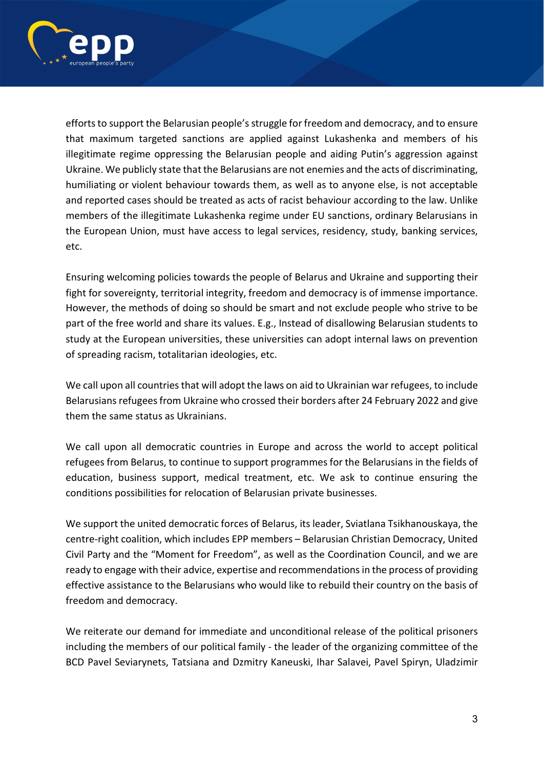efforts to support the Belarusian people's struggle for freedom and democracy, and to ensure that maximum targeted sanctions are applied against Lukashenka and members of his illegitimate regime oppressing the Belarusian people and aiding Putin's aggression against Ukraine. We publicly state that the Belarusians are not enemies and the acts of discriminating, humiliating or violent behaviour towards them, as well as to anyone else, is not acceptable and reported cases should be treated as acts of racist behaviour according to the law. Unlike members of the illegitimate Lukashenka regime under EU sanctions, ordinary Belarusians in the European Union, must have access to legal services, residency, study, banking services, etc.

Ensuring welcoming policies towards the people of Belarus and Ukraine and supporting their fight for sovereignty, territorial integrity, freedom and democracy is of immense importance. However, the methods of doing so should be smart and not exclude people who strive to be part of the free world and share its values. E.g., Instead of disallowing Belarusian students to study at the European universities, these universities can adopt internal laws on prevention of spreading racism, totalitarian ideologies, etc.

We call upon all countries that will adopt the laws on aid to Ukrainian war refugees, to include Belarusians refugees from Ukraine who crossed their borders after 24 February 2022 and give them the same status as Ukrainians.

We call upon all democratic countries in Europe and across the world to accept political refugees from Belarus, to continue to support programmes for the Belarusians in the fields of education, business support, medical treatment, etc. We ask to continue ensuring the conditions possibilities for relocation of Belarusian private businesses.

We support the united democratic forces of Belarus, its leader, Sviatlana Tsikhanouskaya, the centre-right coalition, which includes EPP members – Belarusian Christian Democracy, United Civil Party and the "Moment for Freedom", as well as the Coordination Council, and we are ready to engage with their advice, expertise and recommendations in the process of providing effective assistance to the Belarusians who would like to rebuild their country on the basis of freedom and democracy.

We reiterate our demand for immediate and unconditional release of the political prisoners including the members of our political family - the leader of the organizing committee of the BCD Pavel Seviarynets, Tatsiana and Dzmitry Kaneuski, Ihar Salavei, Pavel Spiryn, Uladzimir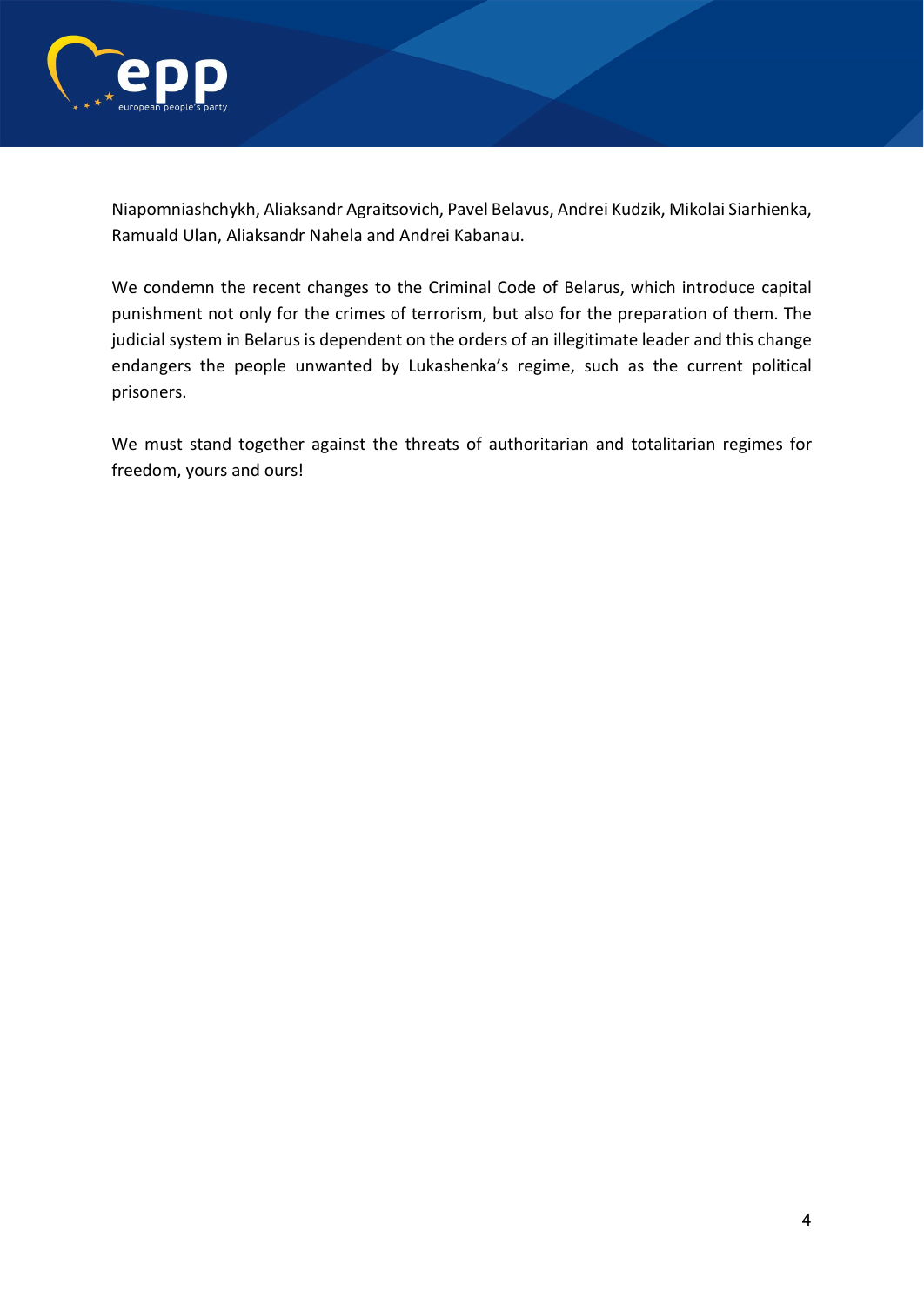Niapomniashchykh, Aliaksandr Agraitsovich, Pavel Belavus, Andrei Kudzik, Mikolai Siarhienka, Ramuald Ulan, Aliaksandr Nahela and Andrei Kabanau.

We condemn the recent changes to the Criminal Code of Belarus, which introduce capital punishment not only for the crimes of terrorism, but also for the preparation of them. The judicial system in Belarus is dependent on the orders of an illegitimate leader and this change endangers the people unwanted by Lukashenka's regime, such as the current political prisoners.

We must stand together against the threats of authoritarian and totalitarian regimes for freedom, yours and ours!